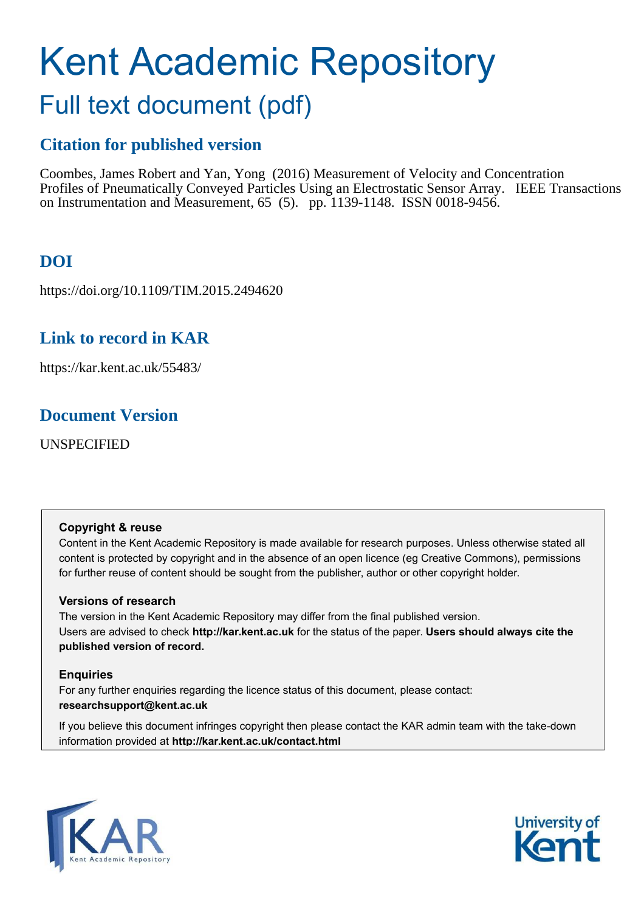# Kent Academic Repository

## Full text document (pdf)

### Citation for published version

Coombes, James Robert and Yan, Yong (2016) Measurement of Velocity and Concentration Profiles of Pneumatically Conveyed Particles Using an Electrostatic Sensor Array. IEEE Transactions on Instrumentation and Measurement, 65 (5). pp. 1139-1148. ISSN 0018-9456.

### DOI

https://doi.org/10.1109/TIM.2015.2494620

### Link to record in KAR

https://kar.kent.ac.uk/55483/

### Document Version

UNSPECIFIED

**Copyright & reuse**

Content in the Kent Academic Repository is made available for research purposes. Unless otherwise stated all content is protected by copyright and in the absence of an open licence (eg Creative Commons), permissions for further reuse of content should be sought from the publisher, author or other copyright holder.

**Versions of research**

The version in the Kent Academic Repository may differ from the final published version.
Users are advised to check **http://kar.kent.ac.uk** for the status of the paper. **Users should always cite the published version of record.**

**Enquiries**

For any further enquiries regarding the licence status of this document, please contact:
**researchsupport@kent.ac.uk**

If you believe this document infringes copyright then please contact the KAR admin team with the take-down information provided at **http://kar.kent.ac.uk/contact.html**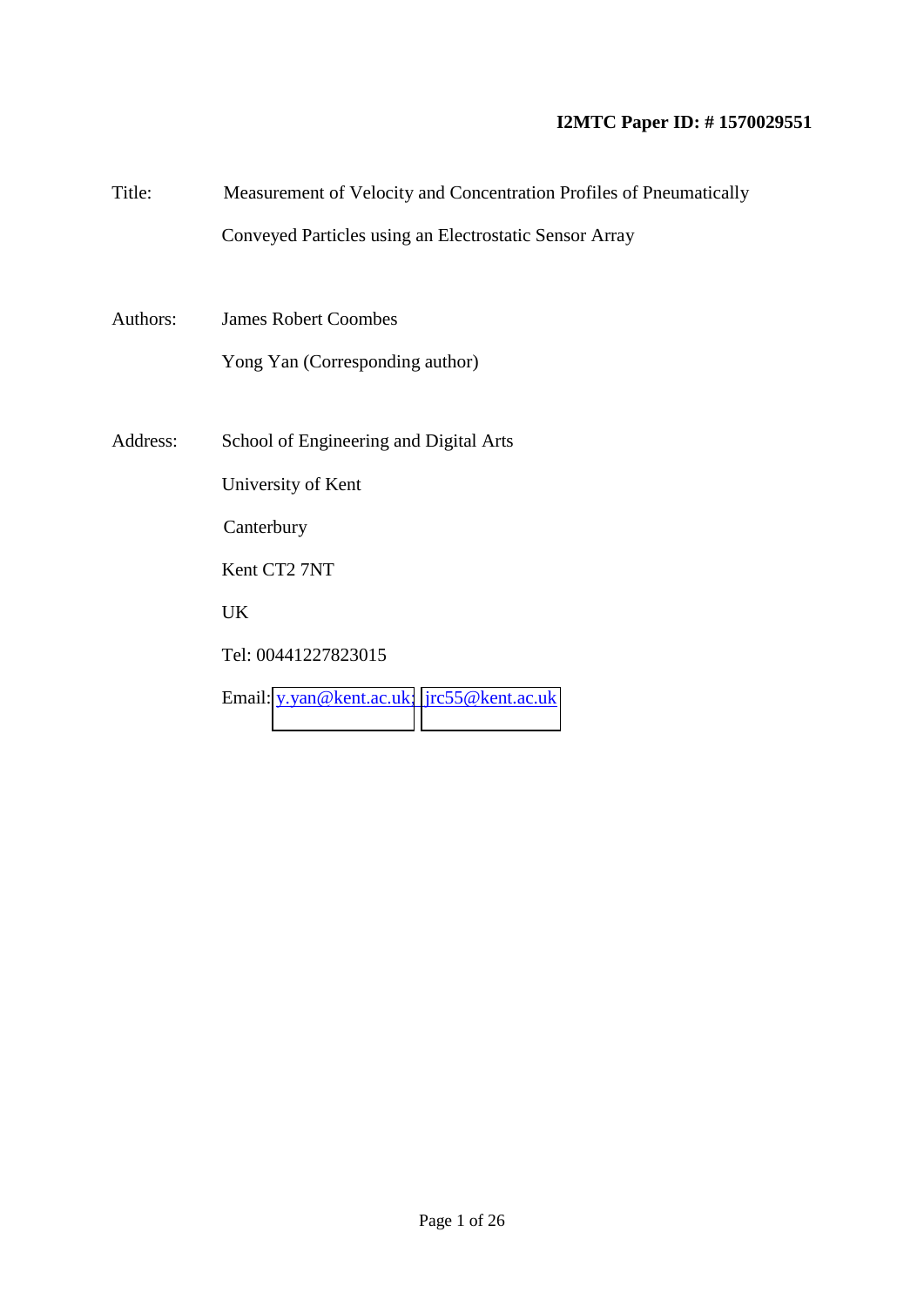**I2MTC Paper ID: # 1570029551**

Title: Measurement of Velocity and Concentration Profiles of Pneumatically Conveyed Particles using an Electrostatic Sensor Array

Authors: James Robert Coombes

Yong Yan (Corresponding author)

Address: School of Engineering and Digital Arts

University of Kent

Canterbury

Kent CT2 7NT

UK

Tel: 00441227823015

Email: y.yan@kent.ac.uk; jrc55@kent.ac.uk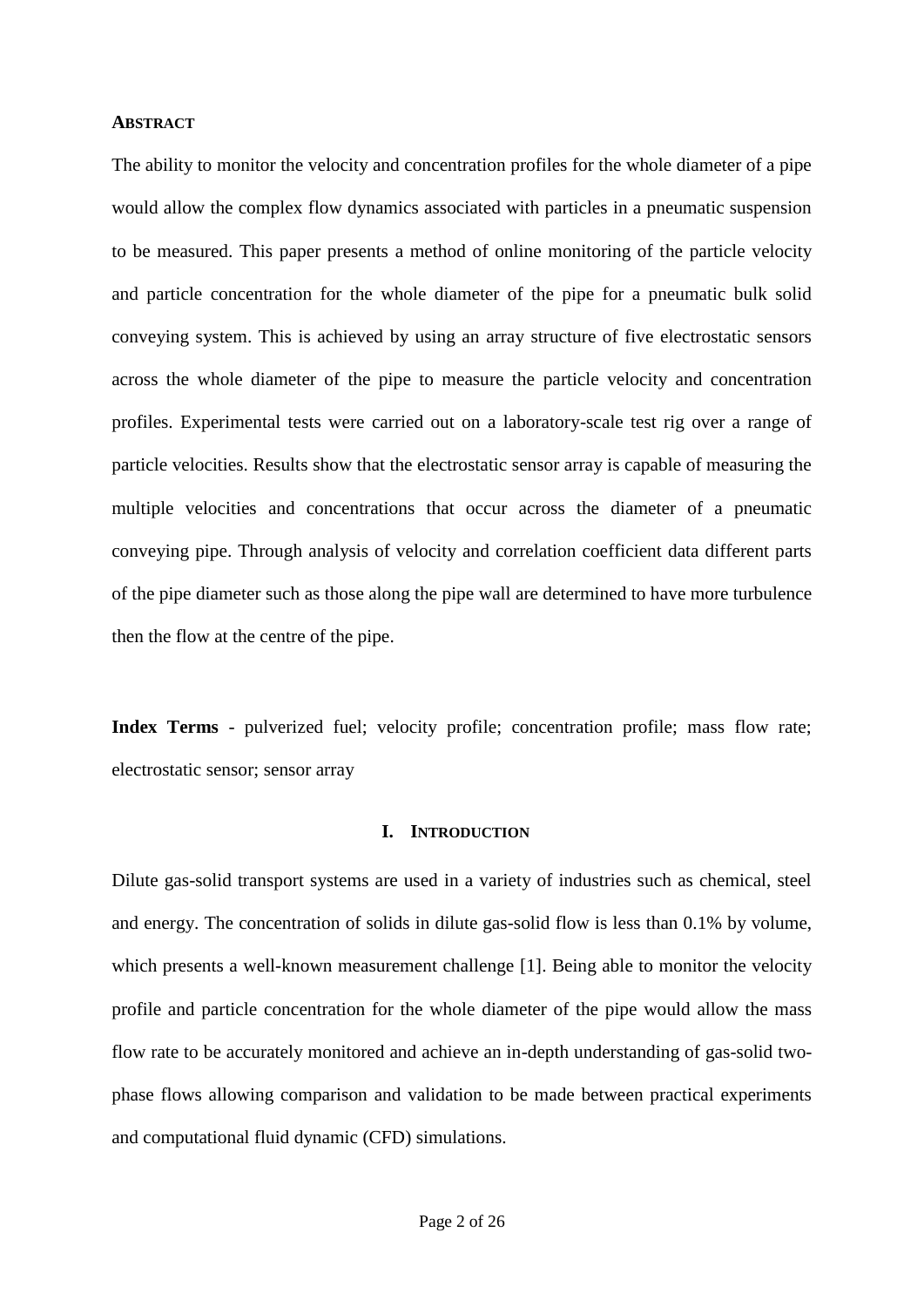### ABSTRACT

The ability to monitor the velocity and concentration profiles for the whole diameter of a pipe would allow the complex flow dynamics associated with particles in a pneumatic suspension to be measured. This paper presents a method of online monitoring of the particle velocity and particle concentration for the whole diameter of the pipe for a pneumatic bulk solid conveying system. This is achieved by using an array structure of five electrostatic sensors across the whole diameter of the pipe to measure the particle velocity and concentration profiles. Experimental tests were carried out on a laboratory-scale test rig over a range of particle velocities. Results show that the electrostatic sensor array is capable of measuring the multiple velocities and concentrations that occur across the diameter of a pneumatic conveying pipe. Through analysis of velocity and correlation coefficient data different parts of the pipe diameter such as those along the pipe wall are determined to have more turbulence then the flow at the centre of the pipe.

**Index Terms** - pulverized fuel; velocity profile; concentration profile; mass flow rate; electrostatic sensor; sensor array

## I. INTRODUCTION

Dilute gas-solid transport systems are used in a variety of industries such as chemical, steel and energy. The concentration of solids in dilute gas-solid flow is less than 0.1% by volume, which presents a well-known measurement challenge [1]. Being able to monitor the velocity profile and particle concentration for the whole diameter of the pipe would allow the mass flow rate to be accurately monitored and achieve an in-depth understanding of gas-solid two-phase flows allowing comparison and validation to be made between practical experiments and computational fluid dynamic (CFD) simulations.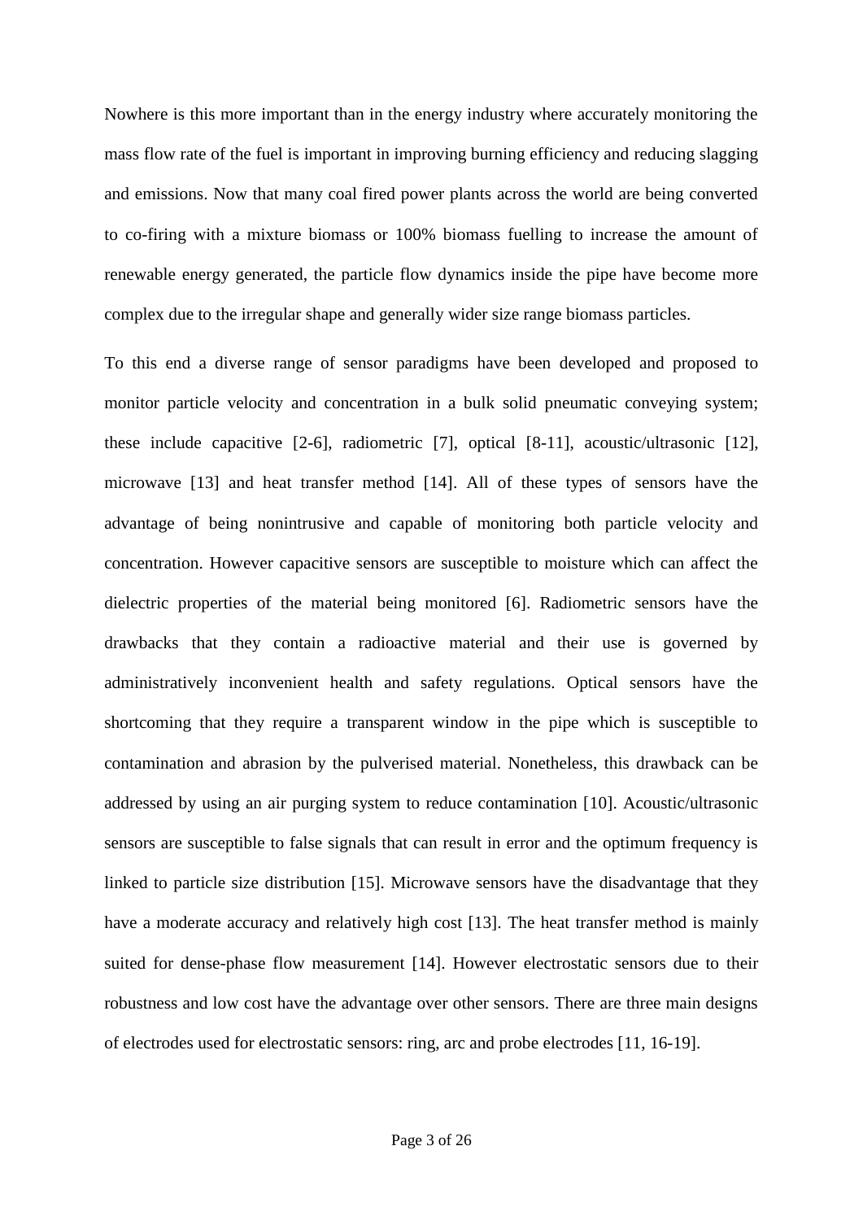Nowhere is this more important than in the energy industry where accurately monitoring the mass flow rate of the fuel is important in improving burning efficiency and reducing slagging and emissions. Now that many coal fired power plants across the world are being converted to co-firing with a mixture biomass or 100% biomass fuelling to increase the amount of renewable energy generated, the particle flow dynamics inside the pipe have become more complex due to the irregular shape and generally wider size range biomass particles.

To this end a diverse range of sensor paradigms have been developed and proposed to monitor particle velocity and concentration in a bulk solid pneumatic conveying system; these include capacitive [2-6], radiometric [7], optical [8-11], acoustic/ultrasonic [12], microwave [13] and heat transfer method [14]. All of these types of sensors have the advantage of being nonintrusive and capable of monitoring both particle velocity and concentration. However capacitive sensors are susceptible to moisture which can affect the dielectric properties of the material being monitored [6]. Radiometric sensors have the drawbacks that they contain a radioactive material and their use is governed by administratively inconvenient health and safety regulations. Optical sensors have the shortcoming that they require a transparent window in the pipe which is susceptible to contamination and abrasion by the pulverised material. Nonetheless, this drawback can be addressed by using an air purging system to reduce contamination [10]. Acoustic/ultrasonic sensors are susceptible to false signals that can result in error and the optimum frequency is linked to particle size distribution [15]. Microwave sensors have the disadvantage that they have a moderate accuracy and relatively high cost [13]. The heat transfer method is mainly suited for dense-phase flow measurement [14]. However electrostatic sensors due to their robustness and low cost have the advantage over other sensors. There are three main designs of electrodes used for electrostatic sensors: ring, arc and probe electrodes [11, 16-19].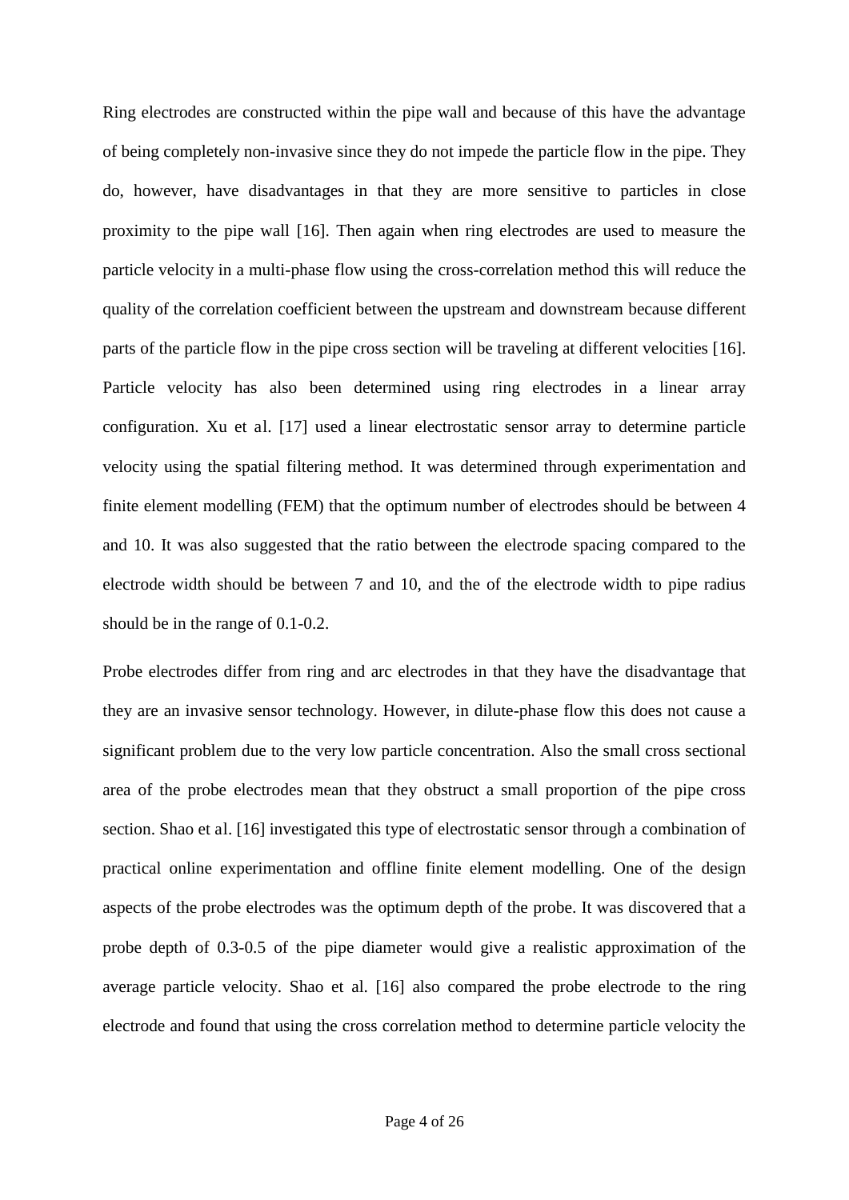Ring electrodes are constructed within the pipe wall and because of this have the advantage of being completely non-invasive since they do not impede the particle flow in the pipe. They do, however, have disadvantages in that they are more sensitive to particles in close proximity to the pipe wall [16]. Then again when ring electrodes are used to measure the particle velocity in a multi-phase flow using the cross-correlation method this will reduce the quality of the correlation coefficient between the upstream and downstream because different parts of the particle flow in the pipe cross section will be traveling at different velocities [16]. Particle velocity has also been determined using ring electrodes in a linear array configuration. Xu et al. [17] used a linear electrostatic sensor array to determine particle velocity using the spatial filtering method. It was determined through experimentation and finite element modelling (FEM) that the optimum number of electrodes should be between 4 and 10. It was also suggested that the ratio between the electrode spacing compared to the electrode width should be between 7 and 10, and the of the electrode width to pipe radius should be in the range of 0.1-0.2.

Probe electrodes differ from ring and arc electrodes in that they have the disadvantage that they are an invasive sensor technology. However, in dilute-phase flow this does not cause a significant problem due to the very low particle concentration. Also the small cross sectional area of the probe electrodes mean that they obstruct a small proportion of the pipe cross section. Shao et al. [16] investigated this type of electrostatic sensor through a combination of practical online experimentation and offline finite element modelling. One of the design aspects of the probe electrodes was the optimum depth of the probe. It was discovered that a probe depth of 0.3-0.5 of the pipe diameter would give a realistic approximation of the average particle velocity. Shao et al. [16] also compared the probe electrode to the ring electrode and found that using the cross correlation method to determine particle velocity the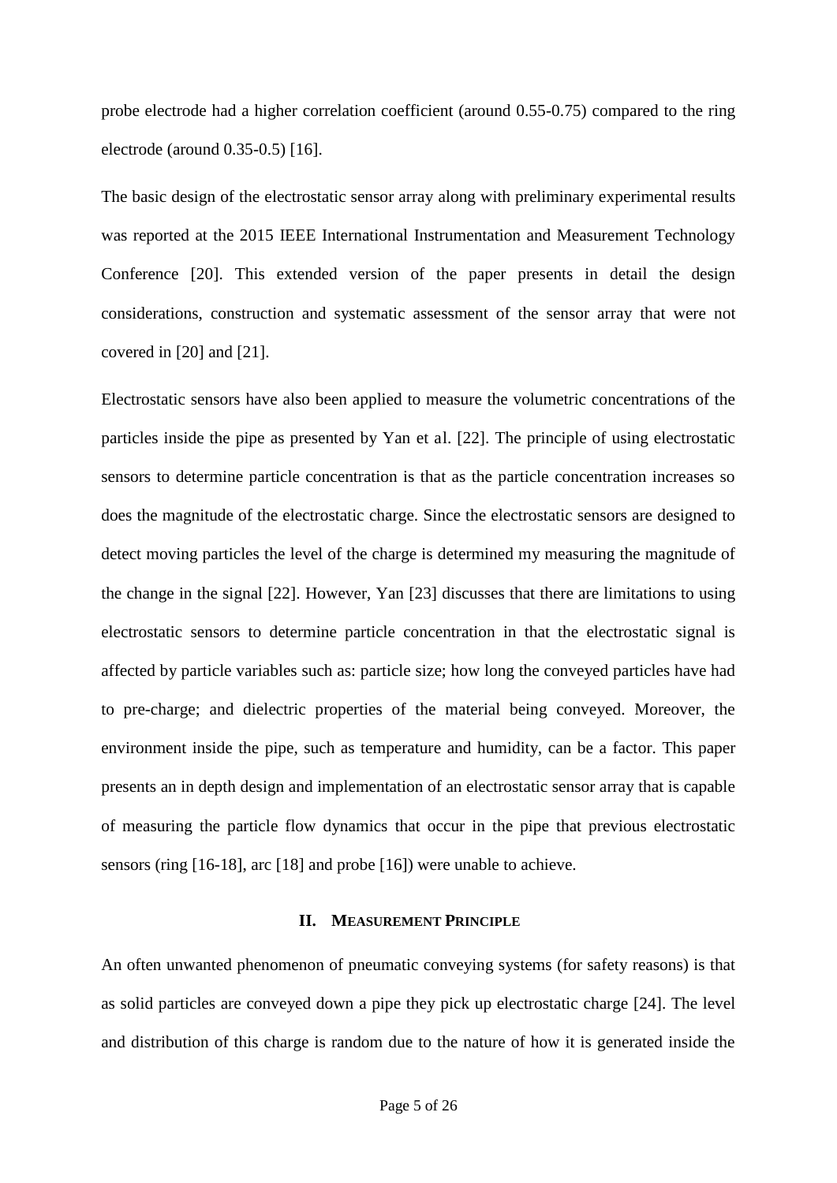probe electrode had a higher correlation coefficient (around 0.55-0.75) compared to the ring electrode (around 0.35-0.5) [16].

The basic design of the electrostatic sensor array along with preliminary experimental results was reported at the 2015 IEEE International Instrumentation and Measurement Technology Conference [20]. This extended version of the paper presents in detail the design considerations, construction and systematic assessment of the sensor array that were not covered in [20] and [21].

Electrostatic sensors have also been applied to measure the volumetric concentrations of the particles inside the pipe as presented by Yan et al. [22]. The principle of using electrostatic sensors to determine particle concentration is that as the particle concentration increases so does the magnitude of the electrostatic charge. Since the electrostatic sensors are designed to detect moving particles the level of the charge is determined my measuring the magnitude of the change in the signal [22]. However, Yan [23] discusses that there are limitations to using electrostatic sensors to determine particle concentration in that the electrostatic signal is affected by particle variables such as: particle size; how long the conveyed particles have had to pre-charge; and dielectric properties of the material being conveyed. Moreover, the environment inside the pipe, such as temperature and humidity, can be a factor. This paper presents an in depth design and implementation of an electrostatic sensor array that is capable of measuring the particle flow dynamics that occur in the pipe that previous electrostatic sensors (ring [16-18], arc [18] and probe [16]) were unable to achieve.

## II. Measurement Principle

An often unwanted phenomenon of pneumatic conveying systems (for safety reasons) is that as solid particles are conveyed down a pipe they pick up electrostatic charge [24]. The level and distribution of this charge is random due to the nature of how it is generated inside the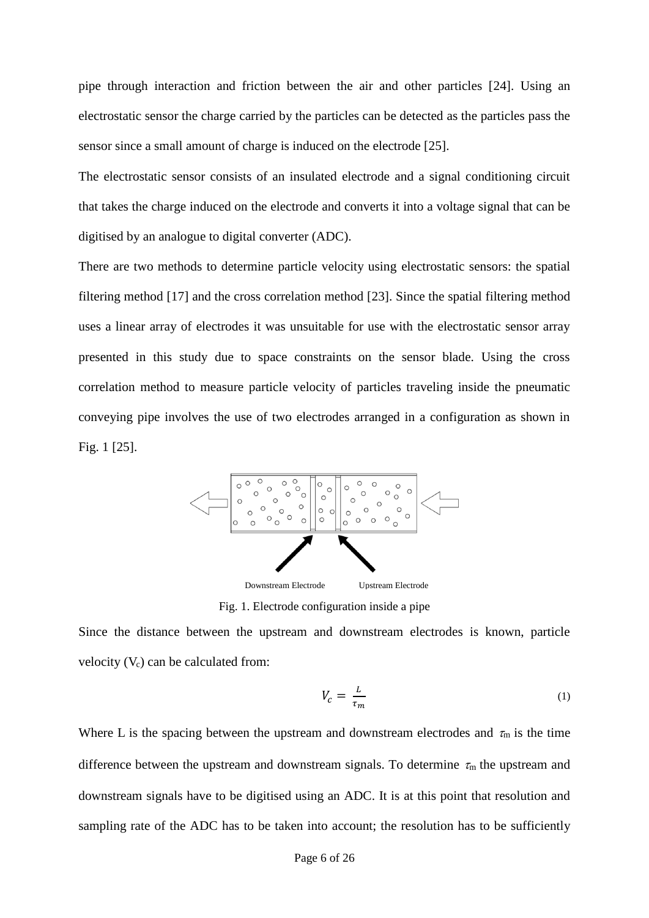pipe through interaction and friction between the air and other particles [24]. Using an electrostatic sensor the charge carried by the particles can be detected as the particles pass the sensor since a small amount of charge is induced on the electrode [25].

The electrostatic sensor consists of an insulated electrode and a signal conditioning circuit that takes the charge induced on the electrode and converts it into a voltage signal that can be digitised by an analogue to digital converter (ADC).

There are two methods to determine particle velocity using electrostatic sensors: the spatial filtering method [17] and the cross correlation method [23]. Since the spatial filtering method uses a linear array of electrodes it was unsuitable for use with the electrostatic sensor array presented in this study due to space constraints on the sensor blade. Using the cross correlation method to measure particle velocity of particles traveling inside the pneumatic conveying pipe involves the use of two electrodes arranged in a configuration as shown in Fig. 1 [25].

Downstream Electrode Upstream Electrode

Fig. 1. Electrode configuration inside a pipe

Since the distance between the upstream and downstream electrodes is known, particle velocity ($V_c$) can be calculated from:

$$V_c = \frac{L}{\tau_m} \tag{1}$$

Where L is the spacing between the upstream and downstream electrodes and $\tau_m$ is the time difference between the upstream and downstream signals. To determine $\tau_m$ the upstream and downstream signals have to be digitised using an ADC. It is at this point that resolution and sampling rate of the ADC has to be taken into account; the resolution has to be sufficiently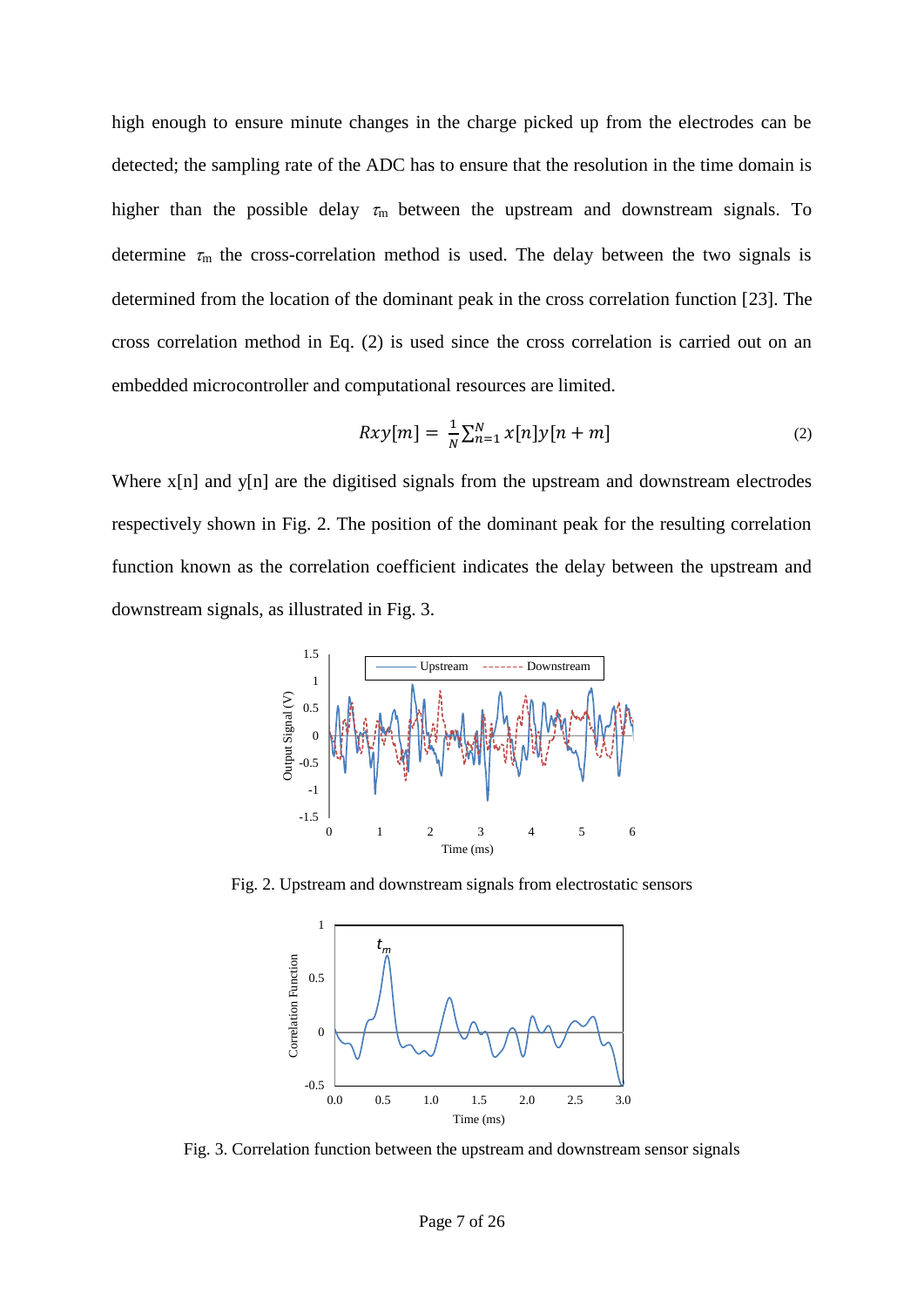high enough to ensure minute changes in the charge picked up from the electrodes can be detected; the sampling rate of the ADC has to ensure that the resolution in the time domain is higher than the possible delay $\tau_m$ between the upstream and downstream signals. To determine $\tau_m$ the cross-correlation method is used. The delay between the two signals is determined from the location of the dominant peak in the cross correlation function [23]. The cross correlation method in Eq. (2) is used since the cross correlation is carried out on an embedded microcontroller and computational resources are limited.

$$Rxy[m] = \frac{1}{N}\sum_{n=1}^{N} x[n]y[n+m] \tag{2}$$

Where x[n] and y[n] are the digitised signals from the upstream and downstream electrodes respectively shown in Fig. 2. The position of the dominant peak for the resulting correlation function known as the correlation coefficient indicates the delay between the upstream and downstream signals, as illustrated in Fig. 3.

Fig. 2. Upstream and downstream signals from electrostatic sensors

Fig. 3. Correlation function between the upstream and downstream sensor signals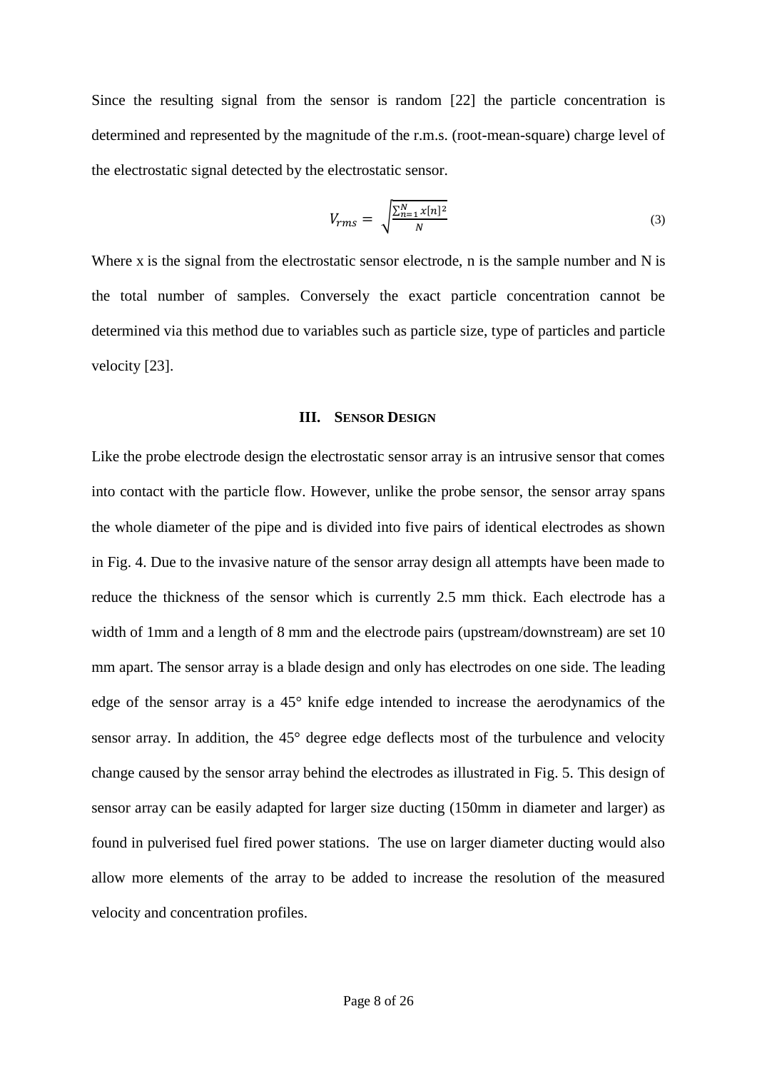Since the resulting signal from the sensor is random [22] the particle concentration is determined and represented by the magnitude of the r.m.s. (root-mean-square) charge level of the electrostatic signal detected by the electrostatic sensor.

$$V_{rms} = \sqrt{\frac{\sum_{n=1}^{N} x[n]^2}{N}} \tag{3}$$

Where x is the signal from the electrostatic sensor electrode, n is the sample number and N is the total number of samples. Conversely the exact particle concentration cannot be determined via this method due to variables such as particle size, type of particles and particle velocity [23].

## III. Sensor Design

Like the probe electrode design the electrostatic sensor array is an intrusive sensor that comes into contact with the particle flow. However, unlike the probe sensor, the sensor array spans the whole diameter of the pipe and is divided into five pairs of identical electrodes as shown in Fig. 4. Due to the invasive nature of the sensor array design all attempts have been made to reduce the thickness of the sensor which is currently 2.5 mm thick. Each electrode has a width of 1mm and a length of 8 mm and the electrode pairs (upstream/downstream) are set 10 mm apart. The sensor array is a blade design and only has electrodes on one side. The leading edge of the sensor array is a 45° knife edge intended to increase the aerodynamics of the sensor array. In addition, the 45° degree edge deflects most of the turbulence and velocity change caused by the sensor array behind the electrodes as illustrated in Fig. 5. This design of sensor array can be easily adapted for larger size ducting (150mm in diameter and larger) as found in pulverised fuel fired power stations. The use on larger diameter ducting would also allow more elements of the array to be added to increase the resolution of the measured velocity and concentration profiles.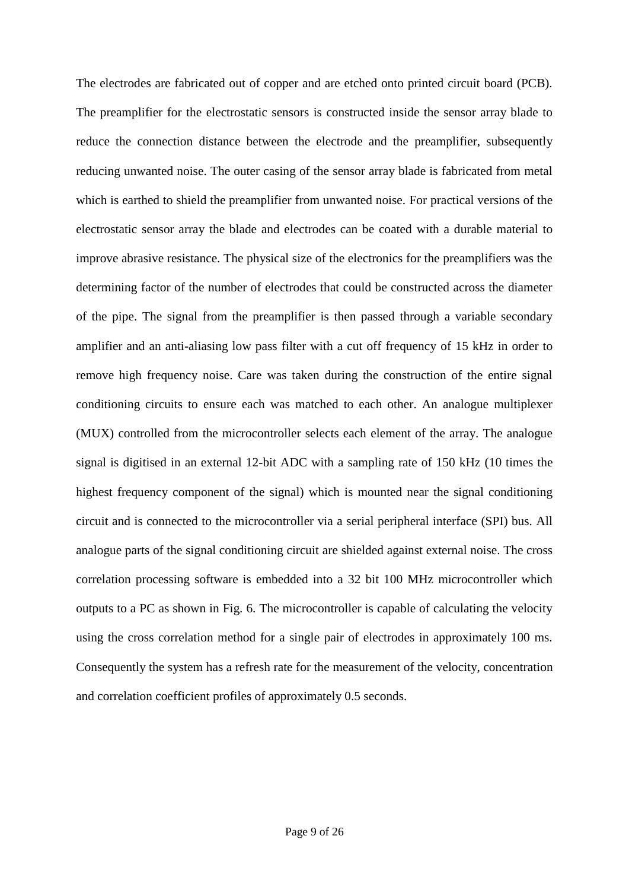The electrodes are fabricated out of copper and are etched onto printed circuit board (PCB). The preamplifier for the electrostatic sensors is constructed inside the sensor array blade to reduce the connection distance between the electrode and the preamplifier, subsequently reducing unwanted noise. The outer casing of the sensor array blade is fabricated from metal which is earthed to shield the preamplifier from unwanted noise. For practical versions of the electrostatic sensor array the blade and electrodes can be coated with a durable material to improve abrasive resistance. The physical size of the electronics for the preamplifiers was the determining factor of the number of electrodes that could be constructed across the diameter of the pipe. The signal from the preamplifier is then passed through a variable secondary amplifier and an anti-aliasing low pass filter with a cut off frequency of 15 kHz in order to remove high frequency noise. Care was taken during the construction of the entire signal conditioning circuits to ensure each was matched to each other. An analogue multiplexer (MUX) controlled from the microcontroller selects each element of the array. The analogue signal is digitised in an external 12-bit ADC with a sampling rate of 150 kHz (10 times the highest frequency component of the signal) which is mounted near the signal conditioning circuit and is connected to the microcontroller via a serial peripheral interface (SPI) bus. All analogue parts of the signal conditioning circuit are shielded against external noise. The cross correlation processing software is embedded into a 32 bit 100 MHz microcontroller which outputs to a PC as shown in Fig. 6. The microcontroller is capable of calculating the velocity using the cross correlation method for a single pair of electrodes in approximately 100 ms. Consequently the system has a refresh rate for the measurement of the velocity, concentration and correlation coefficient profiles of approximately 0.5 seconds.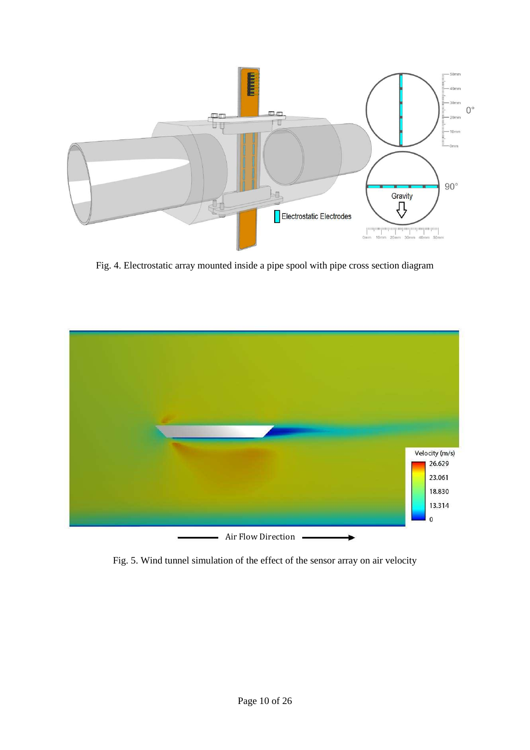Fig. 4. Electrostatic array mounted inside a pipe spool with pipe cross section diagram

Fig. 5. Wind tunnel simulation of the effect of the sensor array on air velocity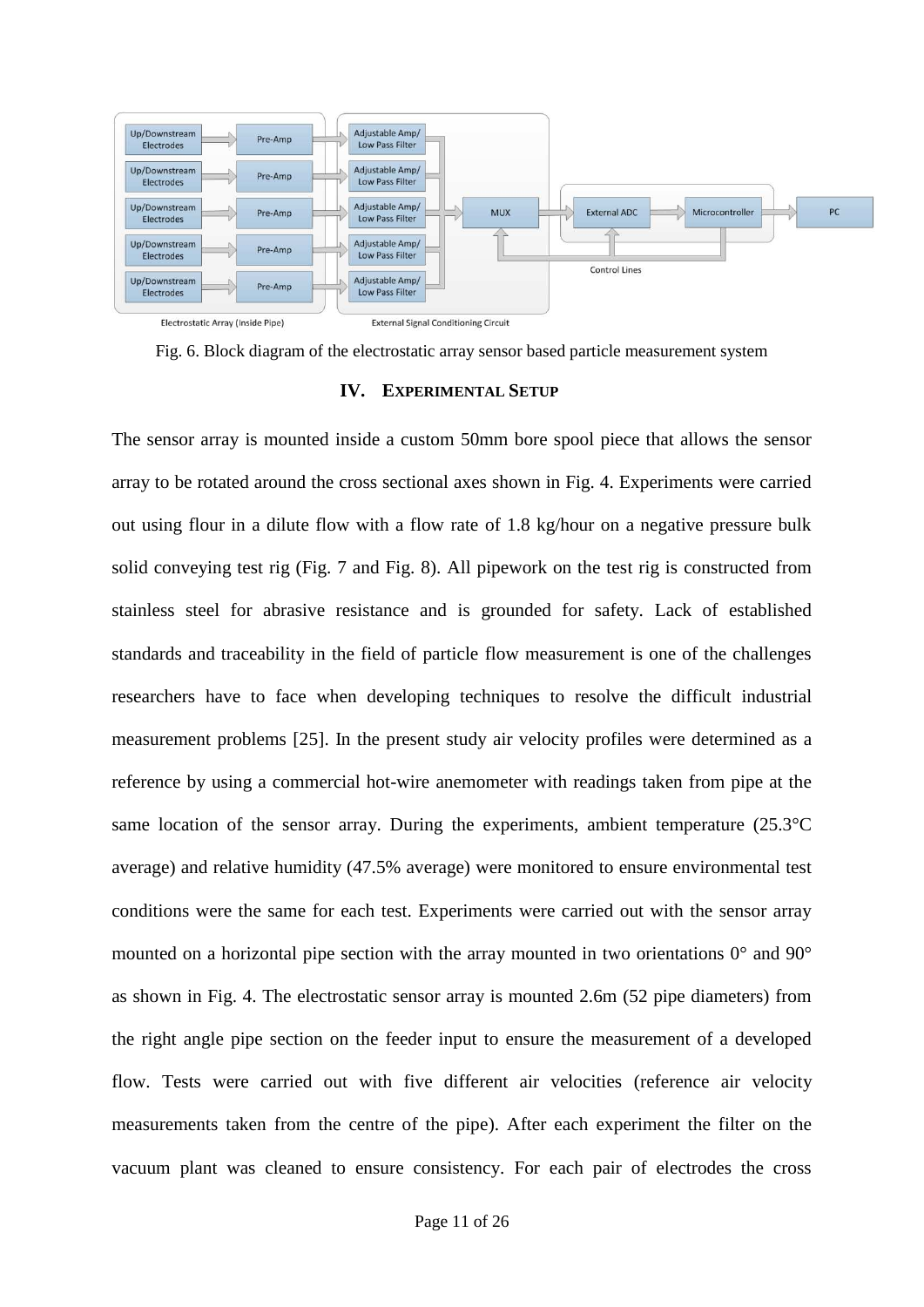Fig. 6. Block diagram of the electrostatic array sensor based particle measurement system

## IV. EXPERIMENTAL SETUP

The sensor array is mounted inside a custom 50mm bore spool piece that allows the sensor array to be rotated around the cross sectional axes shown in Fig. 4. Experiments were carried out using flour in a dilute flow with a flow rate of 1.8 kg/hour on a negative pressure bulk solid conveying test rig (Fig. 7 and Fig. 8). All pipework on the test rig is constructed from stainless steel for abrasive resistance and is grounded for safety. Lack of established standards and traceability in the field of particle flow measurement is one of the challenges researchers have to face when developing techniques to resolve the difficult industrial measurement problems [25]. In the present study air velocity profiles were determined as a reference by using a commercial hot-wire anemometer with readings taken from pipe at the same location of the sensor array. During the experiments, ambient temperature (25.3°C average) and relative humidity (47.5% average) were monitored to ensure environmental test conditions were the same for each test. Experiments were carried out with the sensor array mounted on a horizontal pipe section with the array mounted in two orientations 0° and 90° as shown in Fig. 4. The electrostatic sensor array is mounted 2.6m (52 pipe diameters) from the right angle pipe section on the feeder input to ensure the measurement of a developed flow. Tests were carried out with five different air velocities (reference air velocity measurements taken from the centre of the pipe). After each experiment the filter on the vacuum plant was cleaned to ensure consistency. For each pair of electrodes the cross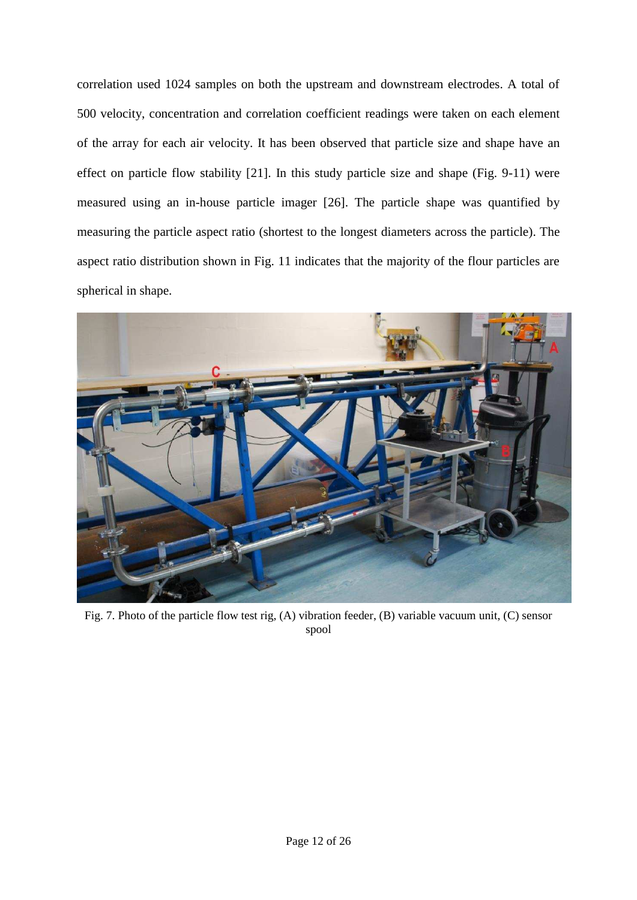correlation used 1024 samples on both the upstream and downstream electrodes. A total of 500 velocity, concentration and correlation coefficient readings were taken on each element of the array for each air velocity. It has been observed that particle size and shape have an effect on particle flow stability [21]. In this study particle size and shape (Fig. 9-11) were measured using an in-house particle imager [26]. The particle shape was quantified by measuring the particle aspect ratio (shortest to the longest diameters across the particle). The aspect ratio distribution shown in Fig. 11 indicates that the majority of the flour particles are spherical in shape.

Fig. 7. Photo of the particle flow test rig, (A) vibration feeder, (B) variable vacuum unit, (C) sensor spool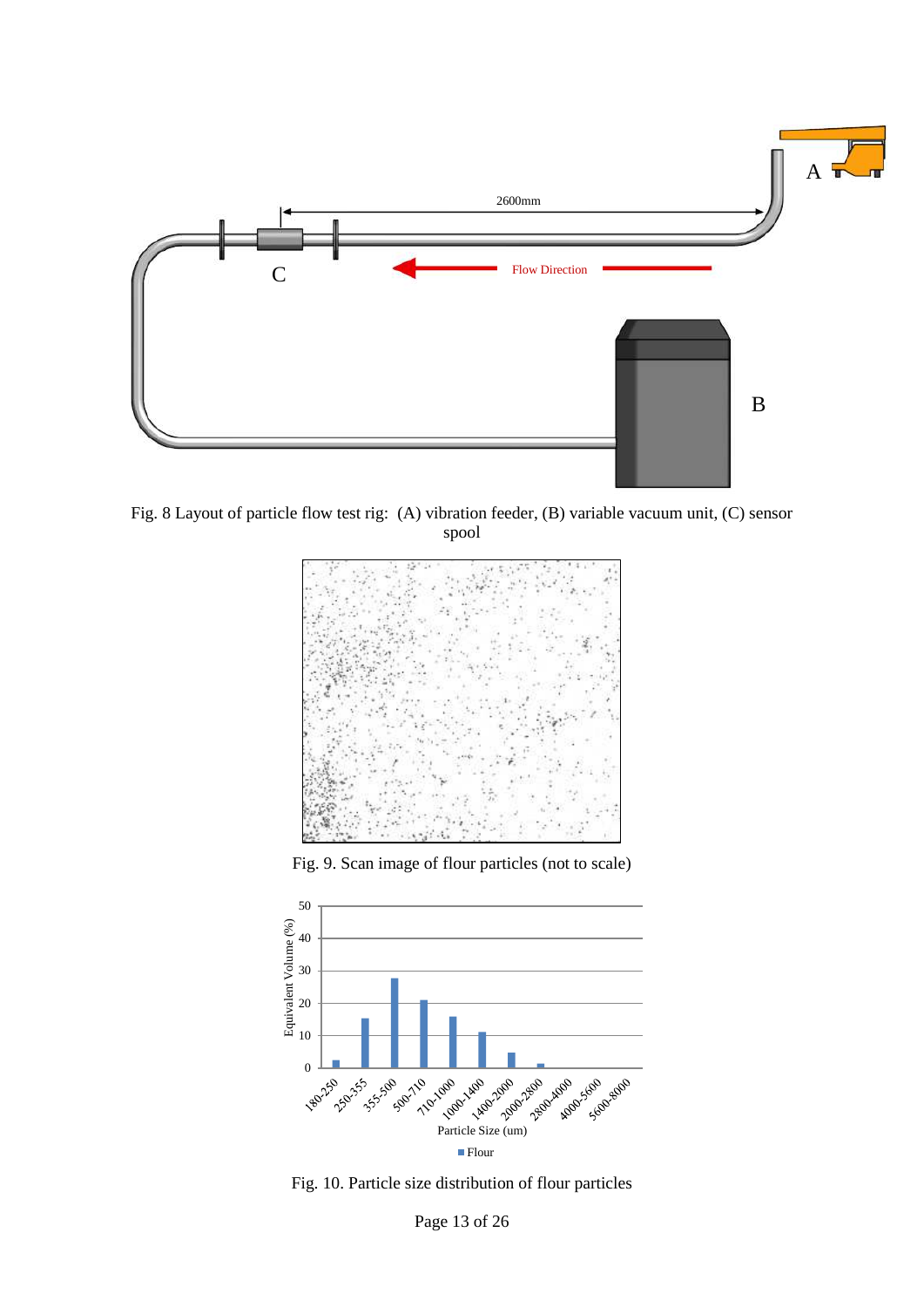Fig. 8 Layout of particle flow test rig: (A) vibration feeder, (B) variable vacuum unit, (C) sensor spool

Fig. 9. Scan image of flour particles (not to scale)

Fig. 10. Particle size distribution of flour particles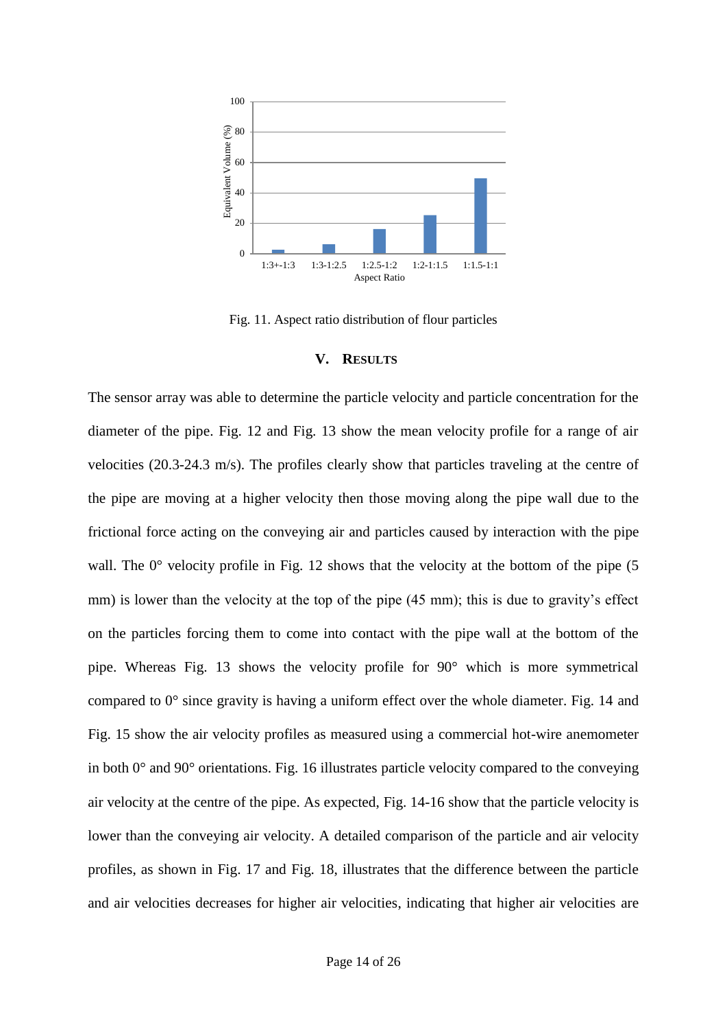Fig. 11. Aspect ratio distribution of flour particles

## V. RESULTS

The sensor array was able to determine the particle velocity and particle concentration for the diameter of the pipe. Fig. 12 and Fig. 13 show the mean velocity profile for a range of air velocities (20.3-24.3 m/s). The profiles clearly show that particles traveling at the centre of the pipe are moving at a higher velocity then those moving along the pipe wall due to the frictional force acting on the conveying air and particles caused by interaction with the pipe wall. The 0° velocity profile in Fig. 12 shows that the velocity at the bottom of the pipe (5 mm) is lower than the velocity at the top of the pipe (45 mm); this is due to gravity's effect on the particles forcing them to come into contact with the pipe wall at the bottom of the pipe. Whereas Fig. 13 shows the velocity profile for 90° which is more symmetrical compared to 0° since gravity is having a uniform effect over the whole diameter. Fig. 14 and Fig. 15 show the air velocity profiles as measured using a commercial hot-wire anemometer in both 0° and 90° orientations. Fig. 16 illustrates particle velocity compared to the conveying air velocity at the centre of the pipe. As expected, Fig. 14-16 show that the particle velocity is lower than the conveying air velocity. A detailed comparison of the particle and air velocity profiles, as shown in Fig. 17 and Fig. 18, illustrates that the difference between the particle and air velocities decreases for higher air velocities, indicating that higher air velocities are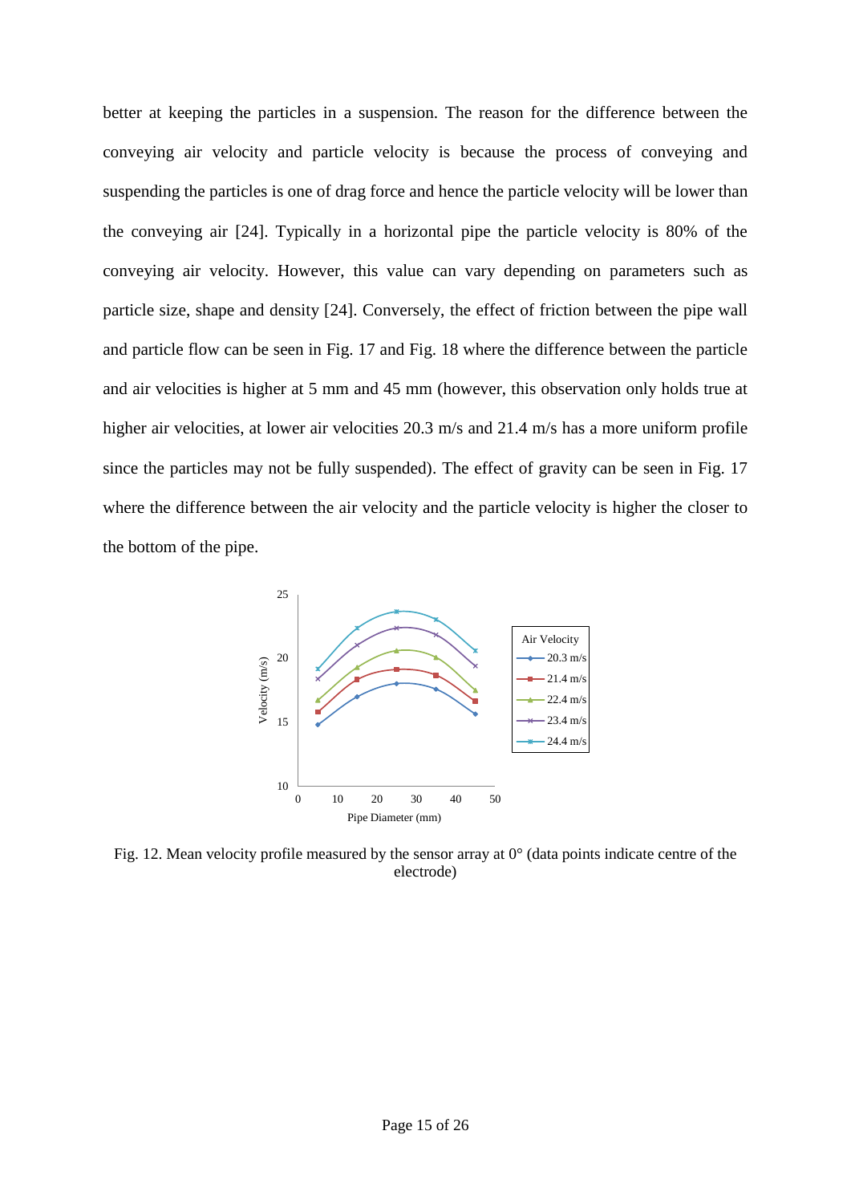better at keeping the particles in a suspension. The reason for the difference between the conveying air velocity and particle velocity is because the process of conveying and suspending the particles is one of drag force and hence the particle velocity will be lower than the conveying air [24]. Typically in a horizontal pipe the particle velocity is 80% of the conveying air velocity. However, this value can vary depending on parameters such as particle size, shape and density [24]. Conversely, the effect of friction between the pipe wall and particle flow can be seen in Fig. 17 and Fig. 18 where the difference between the particle and air velocities is higher at 5 mm and 45 mm (however, this observation only holds true at higher air velocities, at lower air velocities 20.3 m/s and 21.4 m/s has a more uniform profile since the particles may not be fully suspended). The effect of gravity can be seen in Fig. 17 where the difference between the air velocity and the particle velocity is higher the closer to the bottom of the pipe.

Fig. 12. Mean velocity profile measured by the sensor array at 0° (data points indicate centre of the electrode)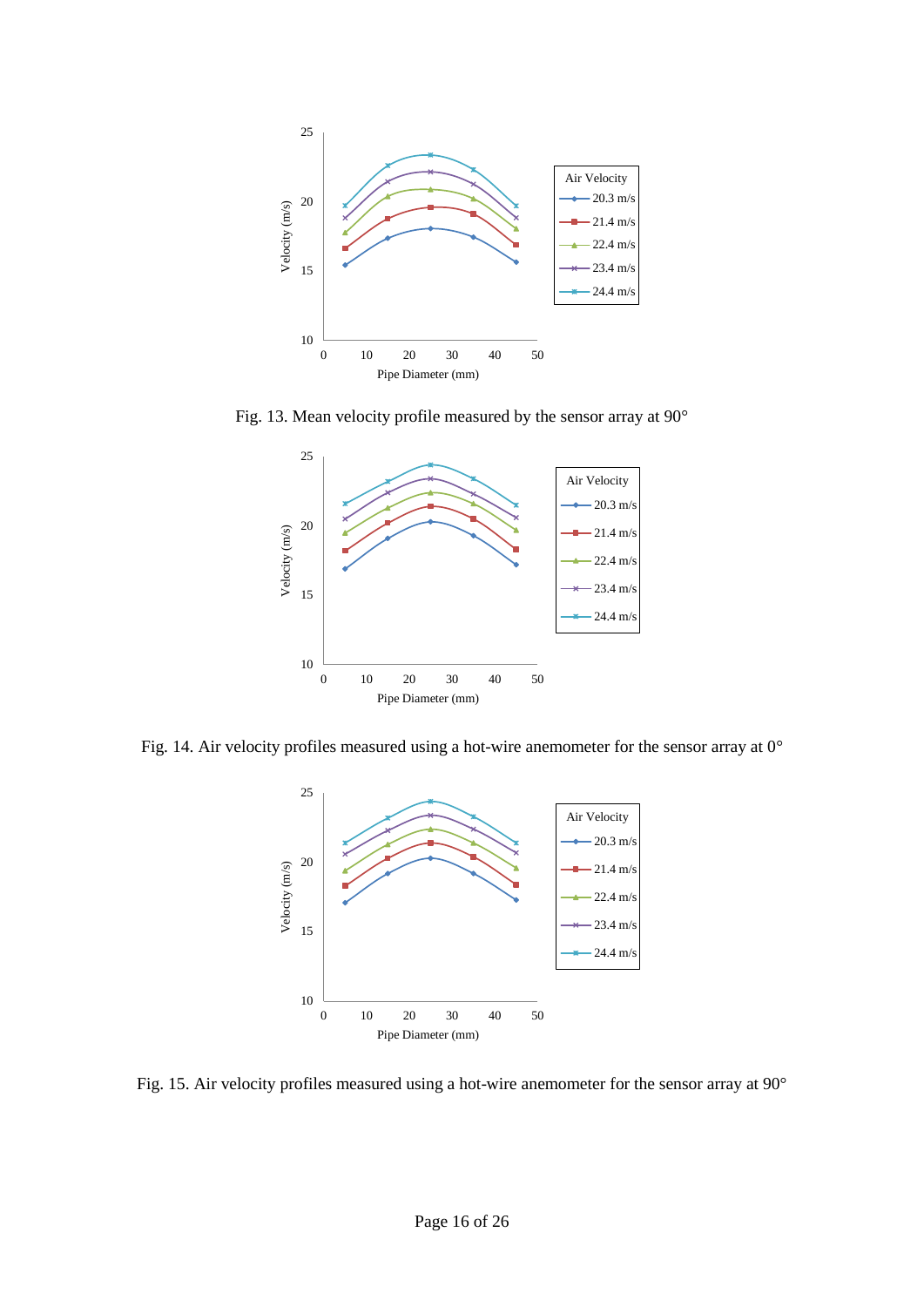Fig. 13. Mean velocity profile measured by the sensor array at 90°

Fig. 14. Air velocity profiles measured using a hot-wire anemometer for the sensor array at 0°

Fig. 15. Air velocity profiles measured using a hot-wire anemometer for the sensor array at 90°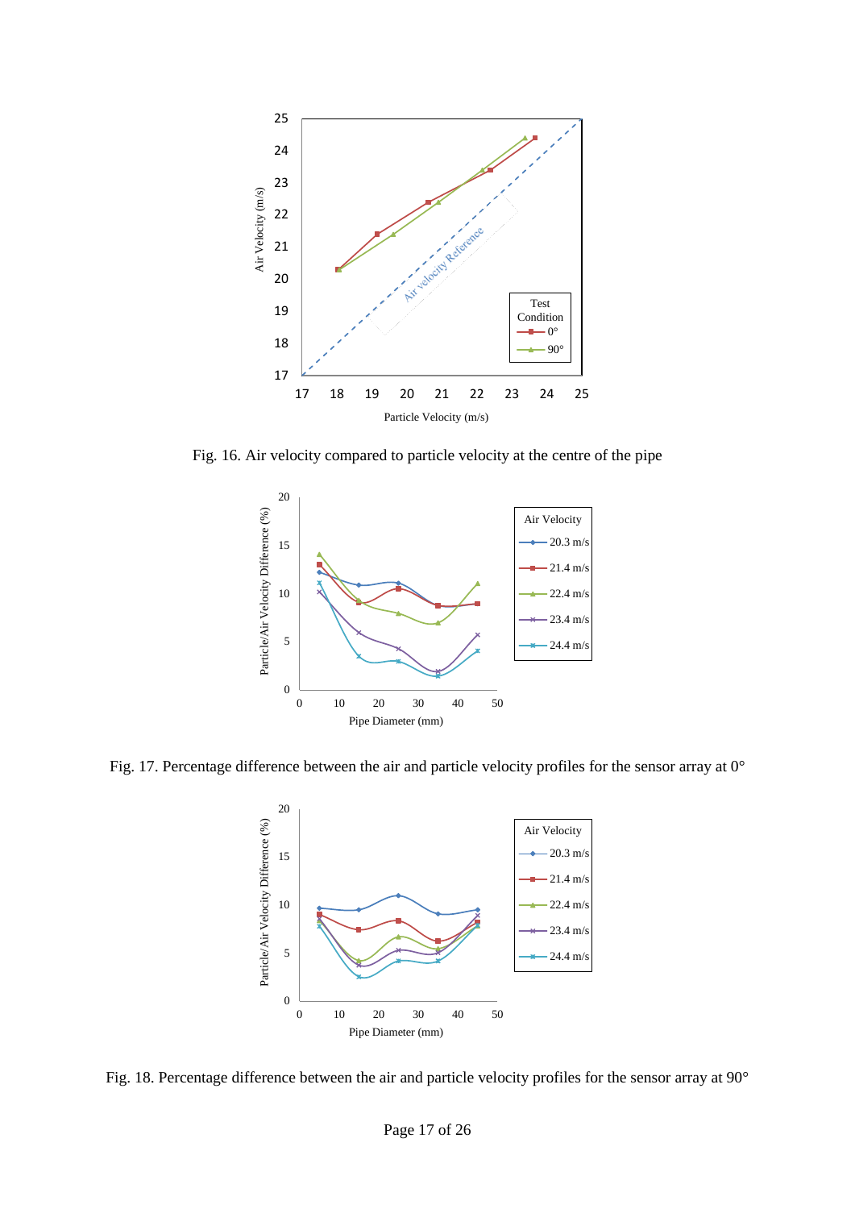Fig. 16. Air velocity compared to particle velocity at the centre of the pipe

Fig. 17. Percentage difference between the air and particle velocity profiles for the sensor array at 0°

Fig. 18. Percentage difference between the air and particle velocity profiles for the sensor array at 90°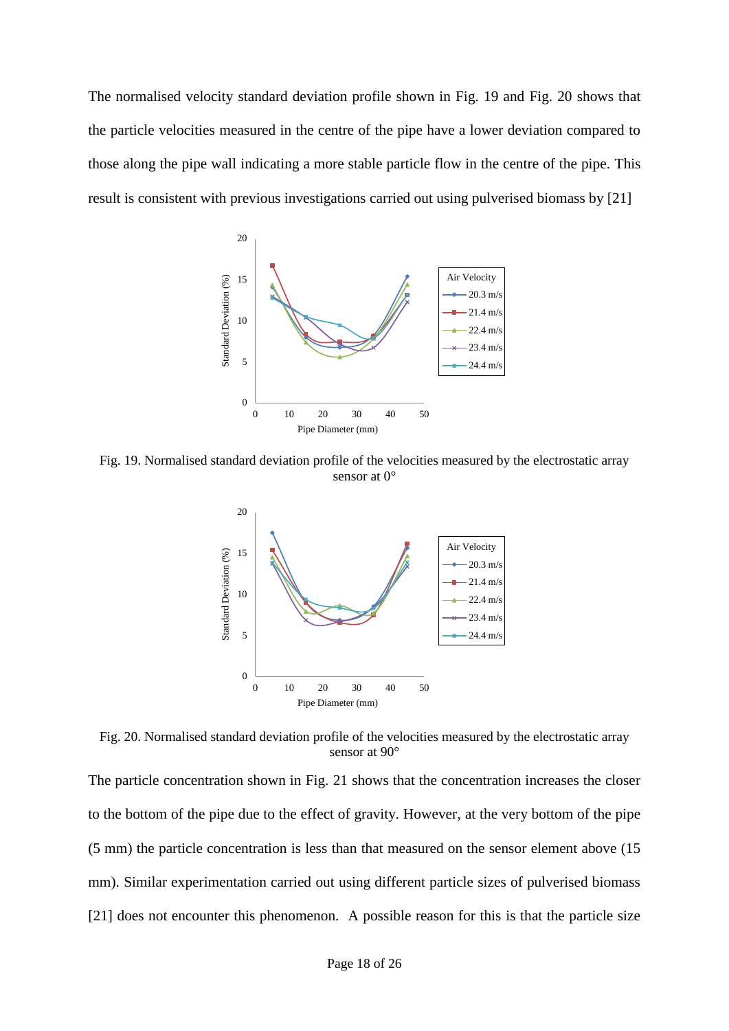The normalised velocity standard deviation profile shown in Fig. 19 and Fig. 20 shows that the particle velocities measured in the centre of the pipe have a lower deviation compared to those along the pipe wall indicating a more stable particle flow in the centre of the pipe. This result is consistent with previous investigations carried out using pulverised biomass by [21]

Fig. 19. Normalised standard deviation profile of the velocities measured by the electrostatic array sensor at 0°

Fig. 20. Normalised standard deviation profile of the velocities measured by the electrostatic array sensor at 90°

The particle concentration shown in Fig. 21 shows that the concentration increases the closer to the bottom of the pipe due to the effect of gravity. However, at the very bottom of the pipe (5 mm) the particle concentration is less than that measured on the sensor element above (15 mm). Similar experimentation carried out using different particle sizes of pulverised biomass [21] does not encounter this phenomenon. A possible reason for this is that the particle size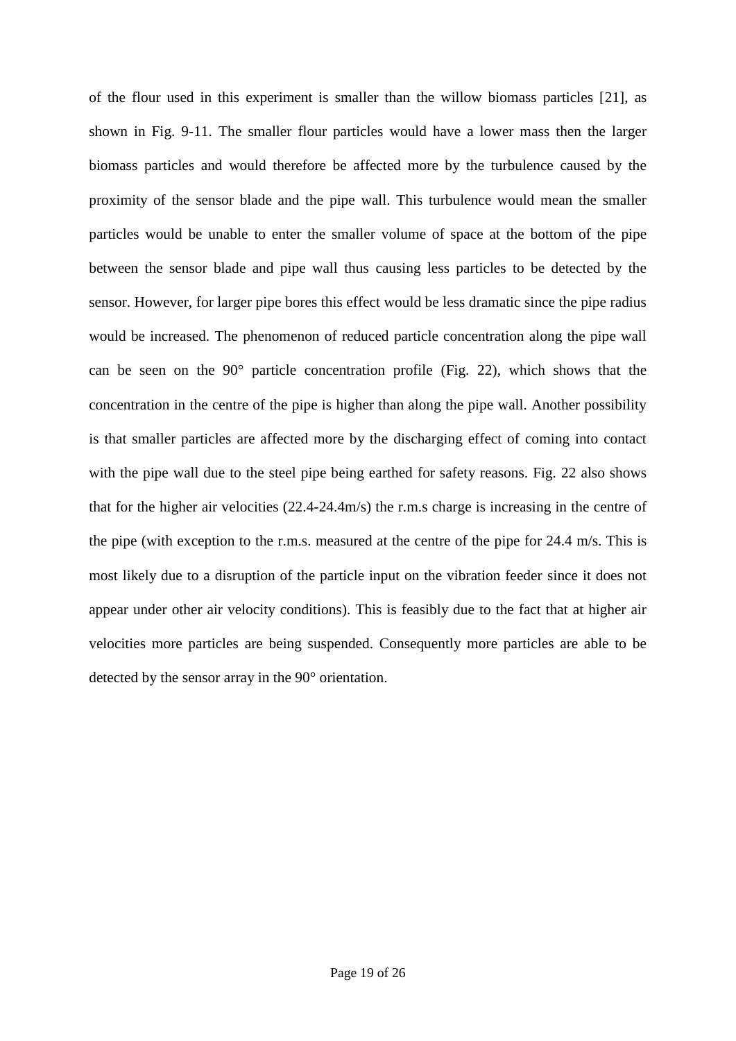of the flour used in this experiment is smaller than the willow biomass particles [21], as shown in Fig. 9-11. The smaller flour particles would have a lower mass then the larger biomass particles and would therefore be affected more by the turbulence caused by the proximity of the sensor blade and the pipe wall. This turbulence would mean the smaller particles would be unable to enter the smaller volume of space at the bottom of the pipe between the sensor blade and pipe wall thus causing less particles to be detected by the sensor. However, for larger pipe bores this effect would be less dramatic since the pipe radius would be increased. The phenomenon of reduced particle concentration along the pipe wall can be seen on the 90° particle concentration profile (Fig. 22), which shows that the concentration in the centre of the pipe is higher than along the pipe wall. Another possibility is that smaller particles are affected more by the discharging effect of coming into contact with the pipe wall due to the steel pipe being earthed for safety reasons. Fig. 22 also shows that for the higher air velocities (22.4-24.4m/s) the r.m.s charge is increasing in the centre of the pipe (with exception to the r.m.s. measured at the centre of the pipe for 24.4 m/s. This is most likely due to a disruption of the particle input on the vibration feeder since it does not appear under other air velocity conditions). This is feasibly due to the fact that at higher air velocities more particles are being suspended. Consequently more particles are able to be detected by the sensor array in the 90° orientation.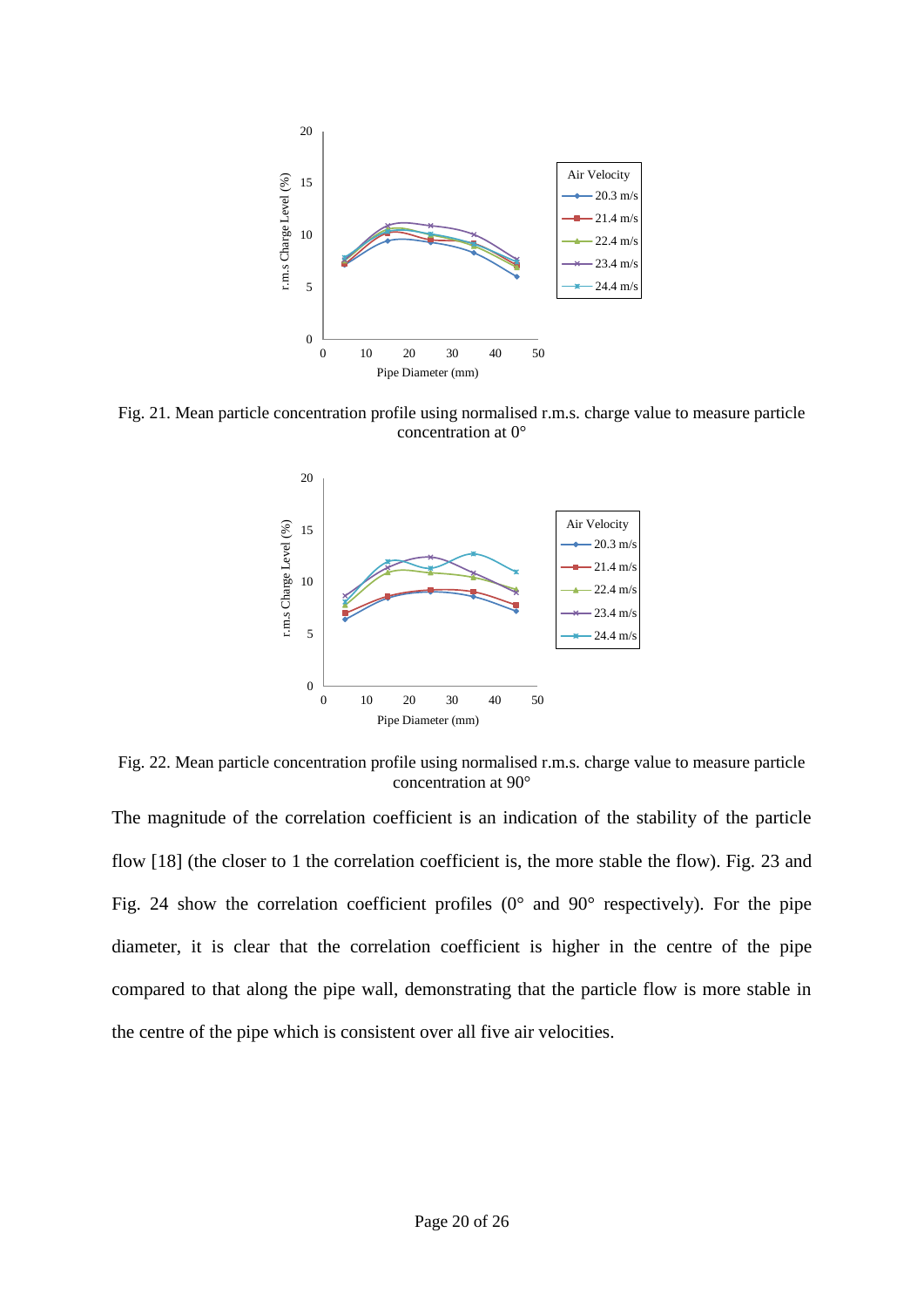Fig. 21. Mean particle concentration profile using normalised r.m.s. charge value to measure particle concentration at 0°

Fig. 22. Mean particle concentration profile using normalised r.m.s. charge value to measure particle concentration at 90°

The magnitude of the correlation coefficient is an indication of the stability of the particle flow [18] (the closer to 1 the correlation coefficient is, the more stable the flow). Fig. 23 and Fig. 24 show the correlation coefficient profiles (0° and 90° respectively). For the pipe diameter, it is clear that the correlation coefficient is higher in the centre of the pipe compared to that along the pipe wall, demonstrating that the particle flow is more stable in the centre of the pipe which is consistent over all five air velocities.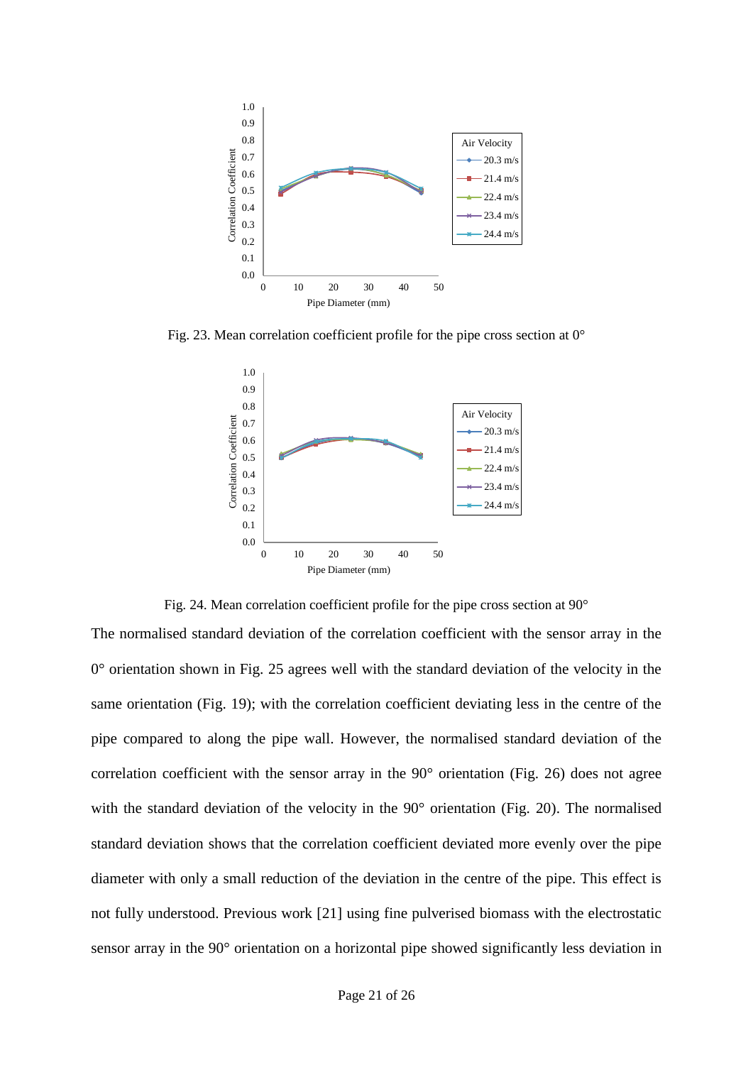Fig. 23. Mean correlation coefficient profile for the pipe cross section at 0°

Fig. 24. Mean correlation coefficient profile for the pipe cross section at 90°

The normalised standard deviation of the correlation coefficient with the sensor array in the 0° orientation shown in Fig. 25 agrees well with the standard deviation of the velocity in the same orientation (Fig. 19); with the correlation coefficient deviating less in the centre of the pipe compared to along the pipe wall. However, the normalised standard deviation of the correlation coefficient with the sensor array in the 90° orientation (Fig. 26) does not agree with the standard deviation of the velocity in the 90° orientation (Fig. 20). The normalised standard deviation shows that the correlation coefficient deviated more evenly over the pipe diameter with only a small reduction of the deviation in the centre of the pipe. This effect is not fully understood. Previous work [21] using fine pulverised biomass with the electrostatic sensor array in the 90° orientation on a horizontal pipe showed significantly less deviation in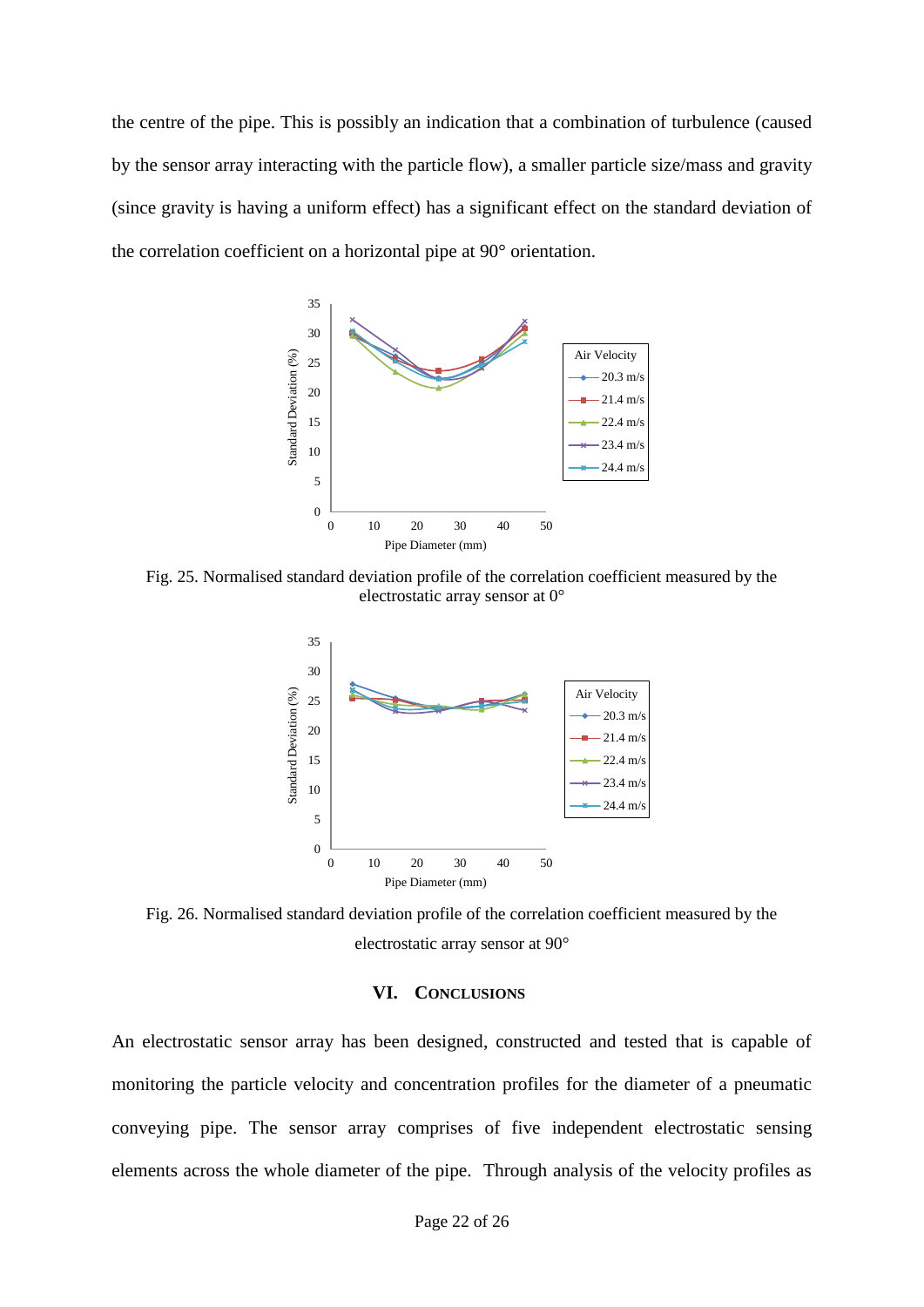the centre of the pipe. This is possibly an indication that a combination of turbulence (caused by the sensor array interacting with the particle flow), a smaller particle size/mass and gravity (since gravity is having a uniform effect) has a significant effect on the standard deviation of the correlation coefficient on a horizontal pipe at 90° orientation.

Fig. 25. Normalised standard deviation profile of the correlation coefficient measured by the electrostatic array sensor at 0°

Fig. 26. Normalised standard deviation profile of the correlation coefficient measured by the electrostatic array sensor at 90°

## VI. CONCLUSIONS

An electrostatic sensor array has been designed, constructed and tested that is capable of monitoring the particle velocity and concentration profiles for the diameter of a pneumatic conveying pipe. The sensor array comprises of five independent electrostatic sensing elements across the whole diameter of the pipe. Through analysis of the velocity profiles as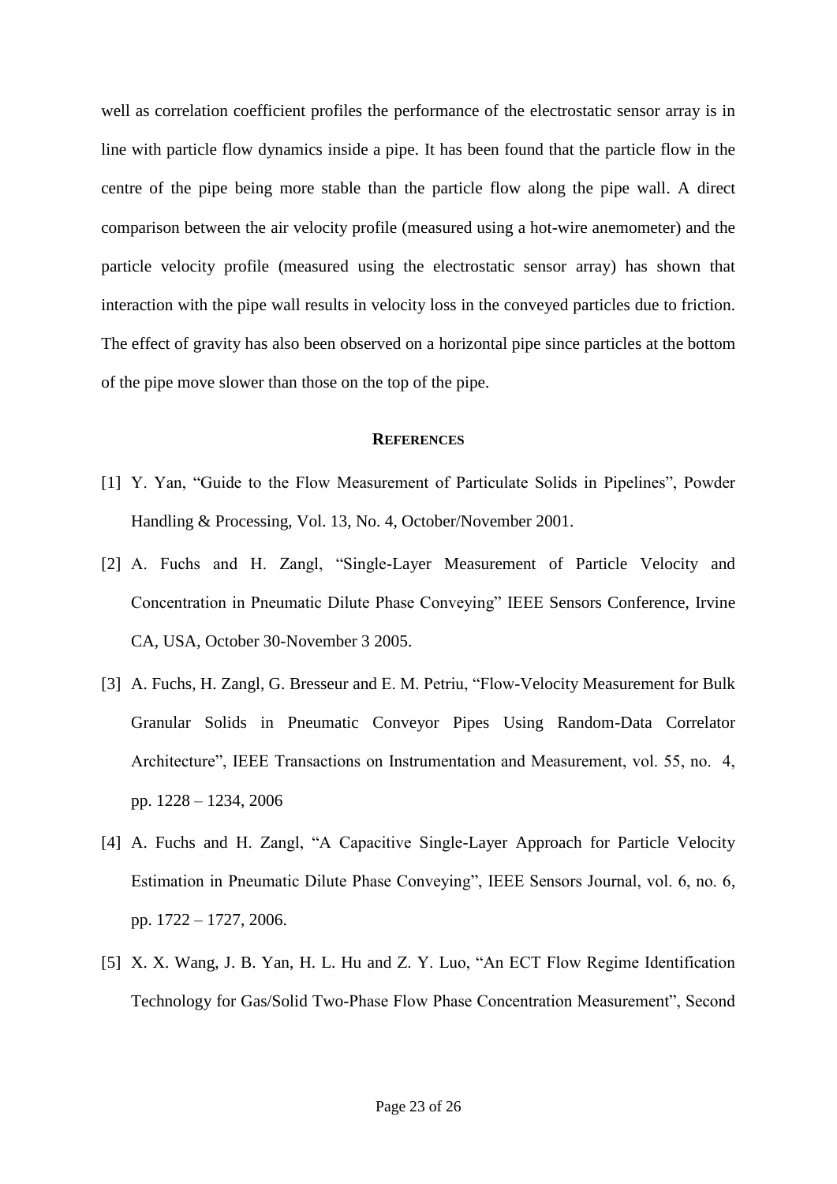well as correlation coefficient profiles the performance of the electrostatic sensor array is in line with particle flow dynamics inside a pipe. It has been found that the particle flow in the centre of the pipe being more stable than the particle flow along the pipe wall. A direct comparison between the air velocity profile (measured using a hot-wire anemometer) and the particle velocity profile (measured using the electrostatic sensor array) has shown that interaction with the pipe wall results in velocity loss in the conveyed particles due to friction. The effect of gravity has also been observed on a horizontal pipe since particles at the bottom of the pipe move slower than those on the top of the pipe.

## REFERENCES

[1] Y. Yan, "Guide to the Flow Measurement of Particulate Solids in Pipelines", Powder Handling & Processing, Vol. 13, No. 4, October/November 2001.

[2] A. Fuchs and H. Zangl, "Single-Layer Measurement of Particle Velocity and Concentration in Pneumatic Dilute Phase Conveying" IEEE Sensors Conference, Irvine CA, USA, October 30-November 3 2005.

[3] A. Fuchs, H. Zangl, G. Bresseur and E. M. Petriu, "Flow-Velocity Measurement for Bulk Granular Solids in Pneumatic Conveyor Pipes Using Random-Data Correlator Architecture", IEEE Transactions on Instrumentation and Measurement, vol. 55, no. 4, pp. 1228 – 1234, 2006

[4] A. Fuchs and H. Zangl, "A Capacitive Single-Layer Approach for Particle Velocity Estimation in Pneumatic Dilute Phase Conveying", IEEE Sensors Journal, vol. 6, no. 6, pp. 1722 – 1727, 2006.

[5] X. X. Wang, J. B. Yan, H. L. Hu and Z. Y. Luo, "An ECT Flow Regime Identification Technology for Gas/Solid Two-Phase Flow Phase Concentration Measurement", Second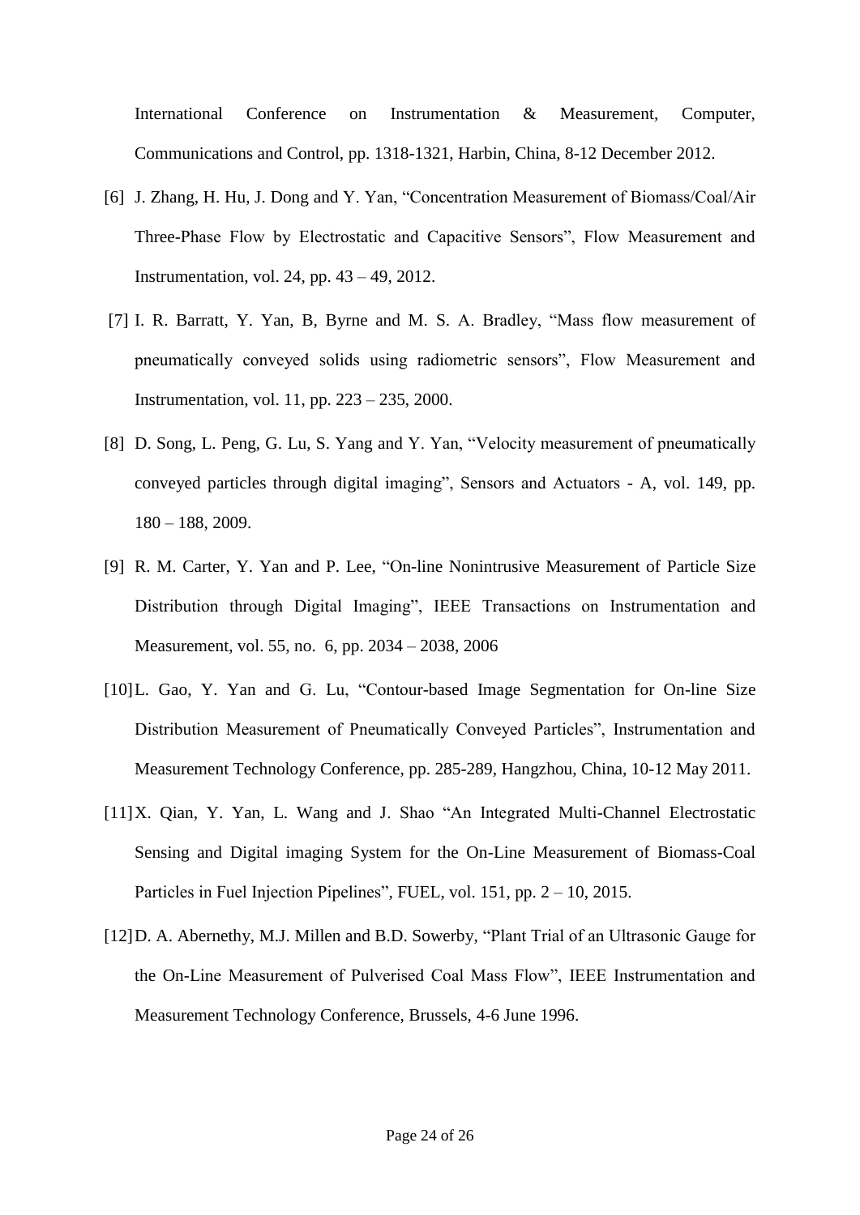International Conference on Instrumentation & Measurement, Computer, Communications and Control, pp. 1318-1321, Harbin, China, 8-12 December 2012.

[6] J. Zhang, H. Hu, J. Dong and Y. Yan, "Concentration Measurement of Biomass/Coal/Air Three-Phase Flow by Electrostatic and Capacitive Sensors", Flow Measurement and Instrumentation, vol. 24, pp. 43 – 49, 2012.

[7] I. R. Barratt, Y. Yan, B, Byrne and M. S. A. Bradley, "Mass flow measurement of pneumatically conveyed solids using radiometric sensors", Flow Measurement and Instrumentation, vol. 11, pp. 223 – 235, 2000.

[8] D. Song, L. Peng, G. Lu, S. Yang and Y. Yan, "Velocity measurement of pneumatically conveyed particles through digital imaging", Sensors and Actuators - A, vol. 149, pp. 180 – 188, 2009.

[9] R. M. Carter, Y. Yan and P. Lee, "On-line Nonintrusive Measurement of Particle Size Distribution through Digital Imaging", IEEE Transactions on Instrumentation and Measurement, vol. 55, no. 6, pp. 2034 – 2038, 2006

[10] L. Gao, Y. Yan and G. Lu, "Contour-based Image Segmentation for On-line Size Distribution Measurement of Pneumatically Conveyed Particles", Instrumentation and Measurement Technology Conference, pp. 285-289, Hangzhou, China, 10-12 May 2011.

[11] X. Qian, Y. Yan, L. Wang and J. Shao "An Integrated Multi-Channel Electrostatic Sensing and Digital imaging System for the On-Line Measurement of Biomass-Coal Particles in Fuel Injection Pipelines", FUEL, vol. 151, pp. 2 – 10, 2015.

[12] D. A. Abernethy, M.J. Millen and B.D. Sowerby, "Plant Trial of an Ultrasonic Gauge for the On-Line Measurement of Pulverised Coal Mass Flow", IEEE Instrumentation and Measurement Technology Conference, Brussels, 4-6 June 1996.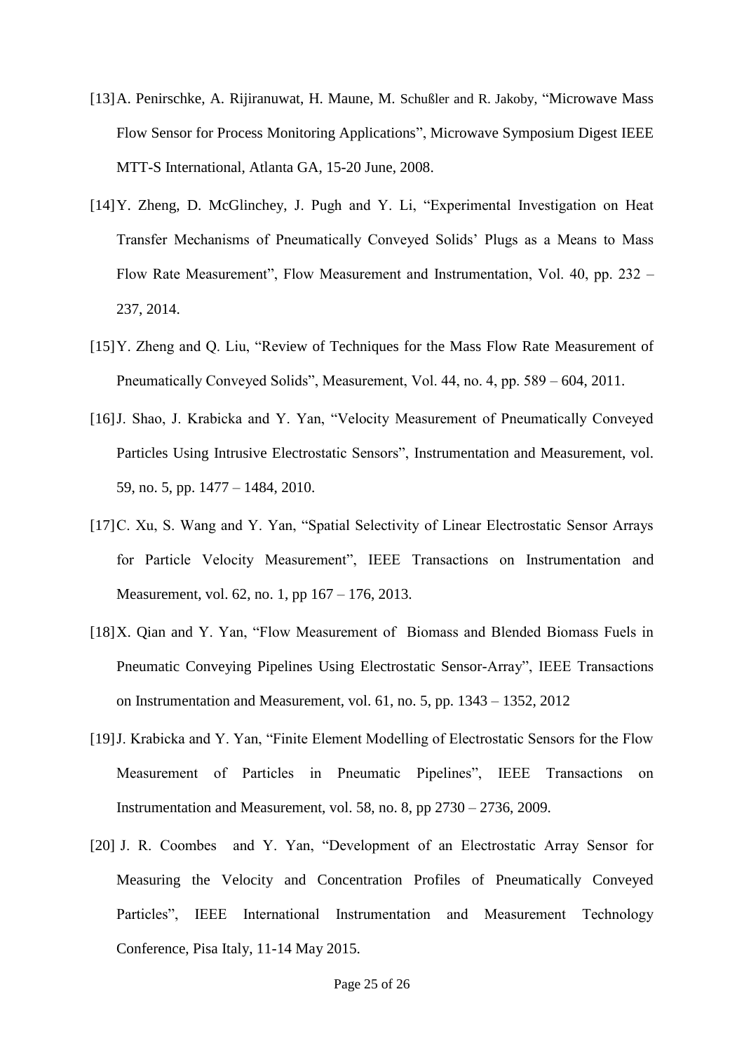[13] A. Penirschke, A. Rijiranuwat, H. Maune, M. Schußler and R. Jakoby, "Microwave Mass Flow Sensor for Process Monitoring Applications", Microwave Symposium Digest IEEE MTT-S International, Atlanta GA, 15-20 June, 2008.

[14] Y. Zheng, D. McGlinchey, J. Pugh and Y. Li, "Experimental Investigation on Heat Transfer Mechanisms of Pneumatically Conveyed Solids' Plugs as a Means to Mass Flow Rate Measurement", Flow Measurement and Instrumentation, Vol. 40, pp. 232 – 237, 2014.

[15] Y. Zheng and Q. Liu, "Review of Techniques for the Mass Flow Rate Measurement of Pneumatically Conveyed Solids", Measurement, Vol. 44, no. 4, pp. 589 – 604, 2011.

[16] J. Shao, J. Krabicka and Y. Yan, "Velocity Measurement of Pneumatically Conveyed Particles Using Intrusive Electrostatic Sensors", Instrumentation and Measurement, vol. 59, no. 5, pp. 1477 – 1484, 2010.

[17] C. Xu, S. Wang and Y. Yan, "Spatial Selectivity of Linear Electrostatic Sensor Arrays for Particle Velocity Measurement", IEEE Transactions on Instrumentation and Measurement, vol. 62, no. 1, pp 167 – 176, 2013.

[18] X. Qian and Y. Yan, "Flow Measurement of Biomass and Blended Biomass Fuels in Pneumatic Conveying Pipelines Using Electrostatic Sensor-Array", IEEE Transactions on Instrumentation and Measurement, vol. 61, no. 5, pp. 1343 – 1352, 2012

[19] J. Krabicka and Y. Yan, "Finite Element Modelling of Electrostatic Sensors for the Flow Measurement of Particles in Pneumatic Pipelines", IEEE Transactions on Instrumentation and Measurement, vol. 58, no. 8, pp 2730 – 2736, 2009.

[20] J. R. Coombes and Y. Yan, "Development of an Electrostatic Array Sensor for Measuring the Velocity and Concentration Profiles of Pneumatically Conveyed Particles", IEEE International Instrumentation and Measurement Technology Conference, Pisa Italy, 11-14 May 2015.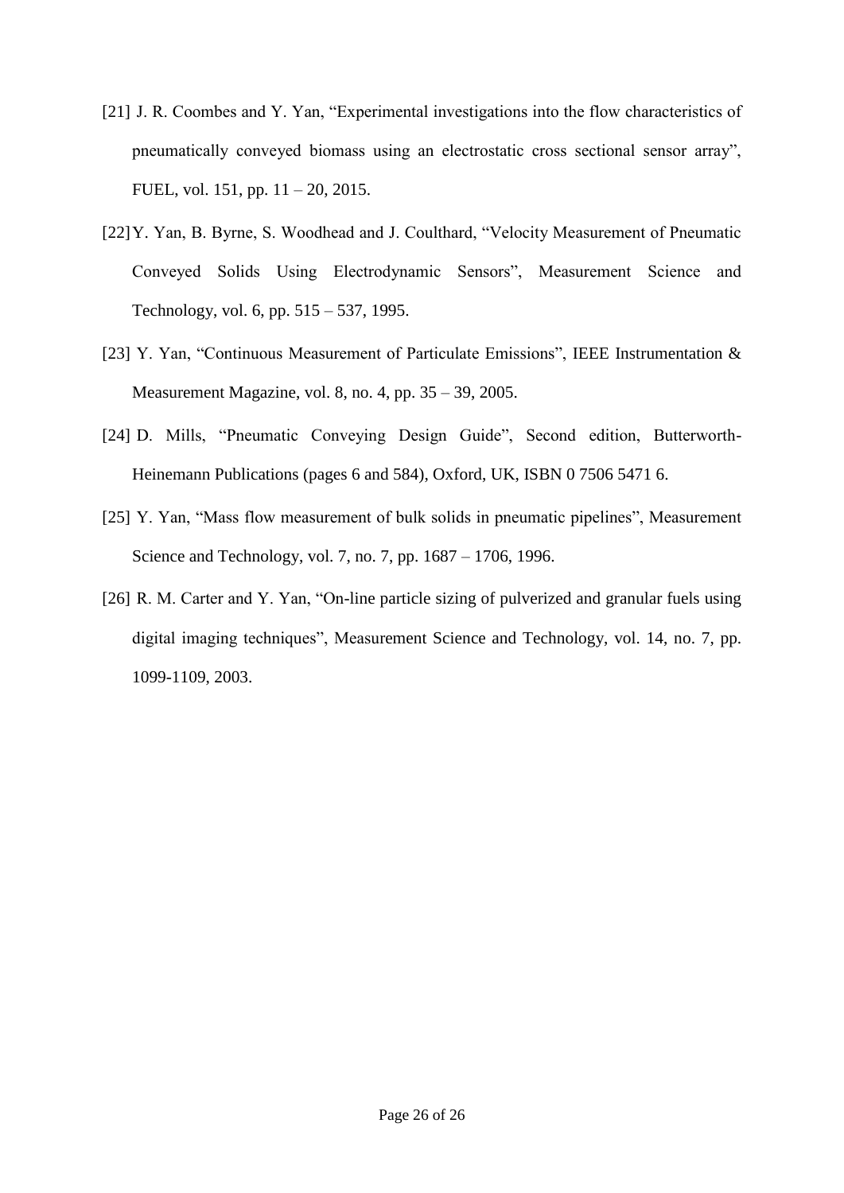[21] J. R. Coombes and Y. Yan, "Experimental investigations into the flow characteristics of pneumatically conveyed biomass using an electrostatic cross sectional sensor array", FUEL, vol. 151, pp. 11 – 20, 2015.

[22] Y. Yan, B. Byrne, S. Woodhead and J. Coulthard, "Velocity Measurement of Pneumatic Conveyed Solids Using Electrodynamic Sensors", Measurement Science and Technology, vol. 6, pp. 515 – 537, 1995.

[23] Y. Yan, "Continuous Measurement of Particulate Emissions", IEEE Instrumentation & Measurement Magazine, vol. 8, no. 4, pp. 35 – 39, 2005.

[24] D. Mills, "Pneumatic Conveying Design Guide", Second edition, Butterworth-Heinemann Publications (pages 6 and 584), Oxford, UK, ISBN 0 7506 5471 6.

[25] Y. Yan, "Mass flow measurement of bulk solids in pneumatic pipelines", Measurement Science and Technology, vol. 7, no. 7, pp. 1687 – 1706, 1996.

[26] R. M. Carter and Y. Yan, "On-line particle sizing of pulverized and granular fuels using digital imaging techniques", Measurement Science and Technology, vol. 14, no. 7, pp. 1099-1109, 2003.